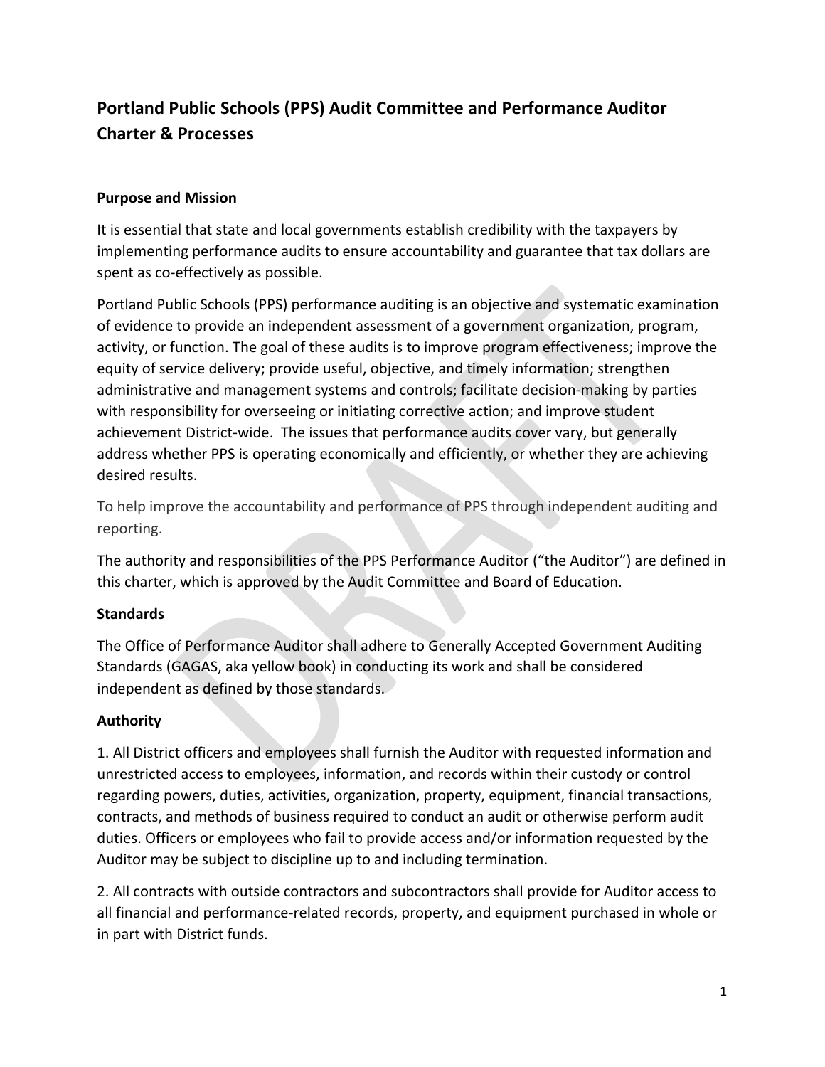# Portland Public Schools (PPS) Audit Committee and Performance Auditor Charter & Processes

### Purpose and Mission

It is essential that state and local governments establish credibility with the taxpayers by implementing performance audits to ensure accountability and guarantee that tax dollars are spent as co-effectively as possible.

Portland Public Schools (PPS) performance auditing is an objective and systematic examination of evidence to provide an independent assessment of a government organization, program, activity, or function. The goal of these audits is to improve program effectiveness; improve the equity of service delivery; provide useful, objective, and timely information; strengthen administrative and management systems and controls; facilitate decision-making by parties with responsibility for overseeing or initiating corrective action; and improve student achievement District-wide. The issues that performance audits cover vary, but generally address whether PPS is operating economically and efficiently, or whether they are achieving desired results.

To help improve the accountability and performance of PPS through independent auditing and reporting.

The authority and responsibilities of the PPS Performance Auditor ("the Auditor") are defined in this charter, which is approved by the Audit Committee and Board of Education.

### Standards

The Office of Performance Auditor shall adhere to Generally Accepted Government Auditing Standards (GAGAS, aka yellow book) in conducting its work and shall be considered independent as defined by those standards.

### Authority

1. All District officers and employees shall furnish the Auditor with requested information and unrestricted access to employees, information, and records within their custody or control regarding powers, duties, activities, organization, property, equipment, financial transactions, contracts, and methods of business required to conduct an audit or otherwise perform audit duties. Officers or employees who fail to provide access and/or information requested by the Auditor may be subject to discipline up to and including termination.

2. All contracts with outside contractors and subcontractors shall provide for Auditor access to all financial and performance-related records, property, and equipment purchased in whole or in part with District funds.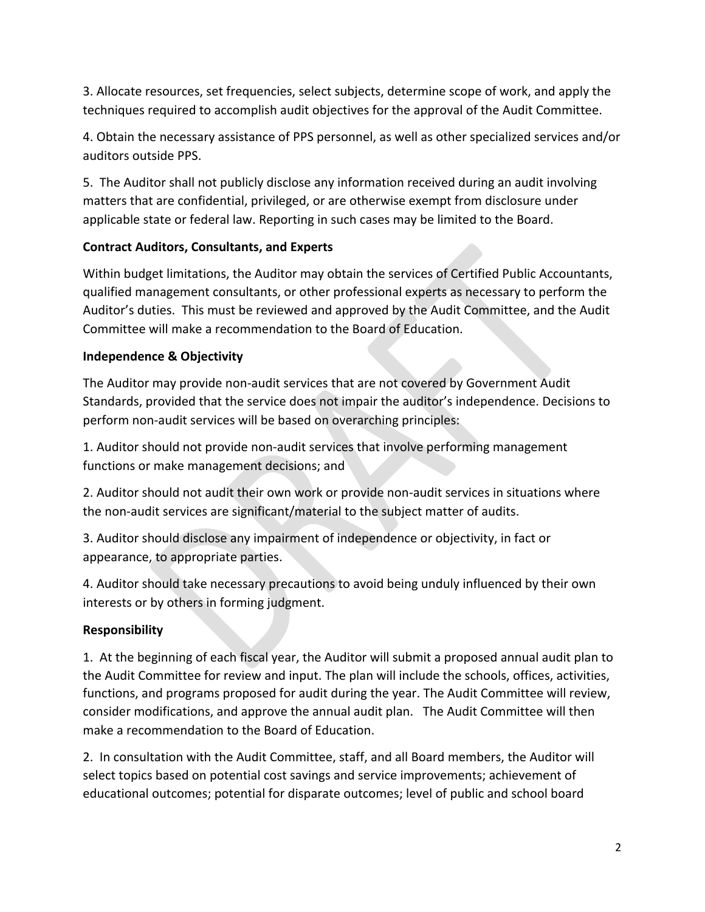3. Allocate resources, set frequencies, select subjects, determine scope of work, and apply the techniques required to accomplish audit objectives for the approval of the Audit Committee.

4. Obtain the necessary assistance of PPS personnel, as well as other specialized services and/or auditors outside PPS.

5. The Auditor shall not publicly disclose any information received during an audit involving matters that are confidential, privileged, or are otherwise exempt from disclosure under applicable state or federal law. Reporting in such cases may be limited to the Board.

**Contract Auditors, Consultants, and Experts**

Within budget limitations, the Auditor may obtain the services of Certified Public Accountants, qualified management consultants, or other professional experts as necessary to perform the Auditor's duties. This must be reviewed and approved by the Audit Committee, and the Audit Committee will make a recommendation to the Board of Education.

**Independence & Objectivity**

The Auditor may provide non-audit services that are not covered by Government Audit Standards, provided that the service does not impair the auditor's independence. Decisions to perform non-audit services will be based on overarching principles:

1. Auditor should not provide non-audit services that involve performing management functions or make management decisions; and

2. Auditor should not audit their own work or provide non-audit services in situations where the non-audit services are significant/material to the subject matter of audits.

3. Auditor should disclose any impairment of independence or objectivity, in fact or appearance, to appropriate parties.

4. Auditor should take necessary precautions to avoid being unduly influenced by their own interests or by others in forming judgment.

**Responsibility**

1. At the beginning of each fiscal year, the Auditor will submit a proposed annual audit plan to the Audit Committee for review and input. The plan will include the schools, offices, activities, functions, and programs proposed for audit during the year. The Audit Committee will review, consider modifications, and approve the annual audit plan. The Audit Committee will then make a recommendation to the Board of Education.

2. In consultation with the Audit Committee, staff, and all Board members, the Auditor will select topics based on potential cost savings and service improvements; achievement of educational outcomes; potential for disparate outcomes; level of public and school board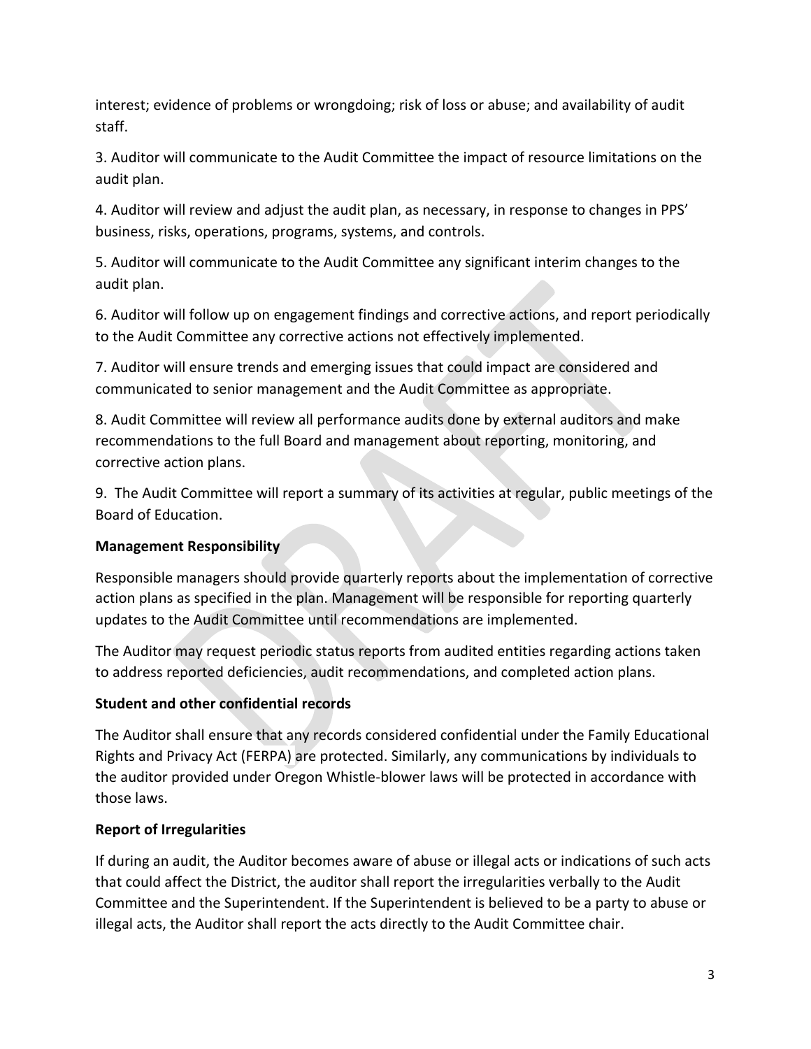interest; evidence of problems or wrongdoing; risk of loss or abuse; and availability of audit staff.

3. Auditor will communicate to the Audit Committee the impact of resource limitations on the audit plan.

4. Auditor will review and adjust the audit plan, as necessary, in response to changes in PPS' business, risks, operations, programs, systems, and controls.

5. Auditor will communicate to the Audit Committee any significant interim changes to the audit plan.

6. Auditor will follow up on engagement findings and corrective actions, and report periodically to the Audit Committee any corrective actions not effectively implemented.

7. Auditor will ensure trends and emerging issues that could impact are considered and communicated to senior management and the Audit Committee as appropriate.

8. Audit Committee will review all performance audits done by external auditors and make recommendations to the full Board and management about reporting, monitoring, and corrective action plans.

9. The Audit Committee will report a summary of its activities at regular, public meetings of the Board of Education.

**Management Responsibility**

Responsible managers should provide quarterly reports about the implementation of corrective action plans as specified in the plan. Management will be responsible for reporting quarterly updates to the Audit Committee until recommendations are implemented.

The Auditor may request periodic status reports from audited entities regarding actions taken to address reported deficiencies, audit recommendations, and completed action plans.

**Student and other confidential records**

The Auditor shall ensure that any records considered confidential under the Family Educational Rights and Privacy Act (FERPA) are protected. Similarly, any communications by individuals to the auditor provided under Oregon Whistle-blower laws will be protected in accordance with those laws.

**Report of Irregularities**

If during an audit, the Auditor becomes aware of abuse or illegal acts or indications of such acts that could affect the District, the auditor shall report the irregularities verbally to the Audit Committee and the Superintendent. If the Superintendent is believed to be a party to abuse or illegal acts, the Auditor shall report the acts directly to the Audit Committee chair.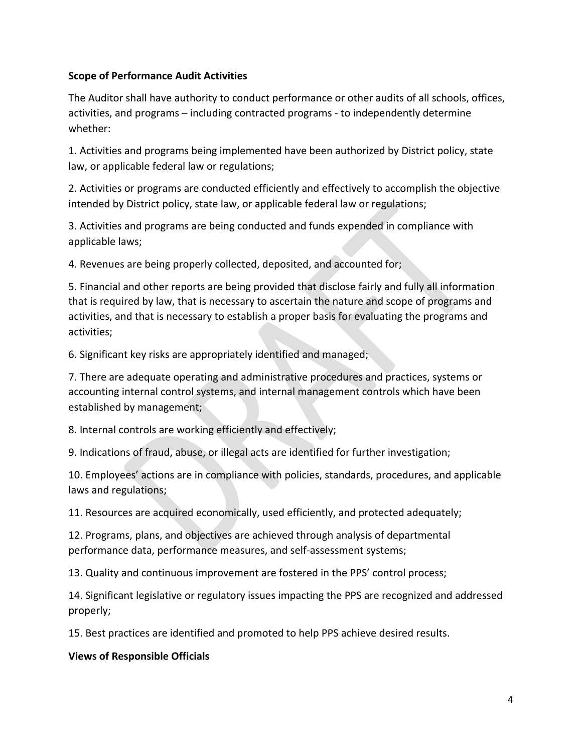**Scope of Performance Audit Activities**

The Auditor shall have authority to conduct performance or other audits of all schools, offices, activities, and programs – including contracted programs - to independently determine whether:

1. Activities and programs being implemented have been authorized by District policy, state law, or applicable federal law or regulations;

2. Activities or programs are conducted efficiently and effectively to accomplish the objective intended by District policy, state law, or applicable federal law or regulations;

3. Activities and programs are being conducted and funds expended in compliance with applicable laws;

4. Revenues are being properly collected, deposited, and accounted for;

5. Financial and other reports are being provided that disclose fairly and fully all information that is required by law, that is necessary to ascertain the nature and scope of programs and activities, and that is necessary to establish a proper basis for evaluating the programs and activities;

6. Significant key risks are appropriately identified and managed;

7. There are adequate operating and administrative procedures and practices, systems or accounting internal control systems, and internal management controls which have been established by management;

8. Internal controls are working efficiently and effectively;

9. Indications of fraud, abuse, or illegal acts are identified for further investigation;

10. Employees' actions are in compliance with policies, standards, procedures, and applicable laws and regulations;

11. Resources are acquired economically, used efficiently, and protected adequately;

12. Programs, plans, and objectives are achieved through analysis of departmental performance data, performance measures, and self-assessment systems;

13. Quality and continuous improvement are fostered in the PPS' control process;

14. Significant legislative or regulatory issues impacting the PPS are recognized and addressed properly;

15. Best practices are identified and promoted to help PPS achieve desired results.

**Views of Responsible Officials**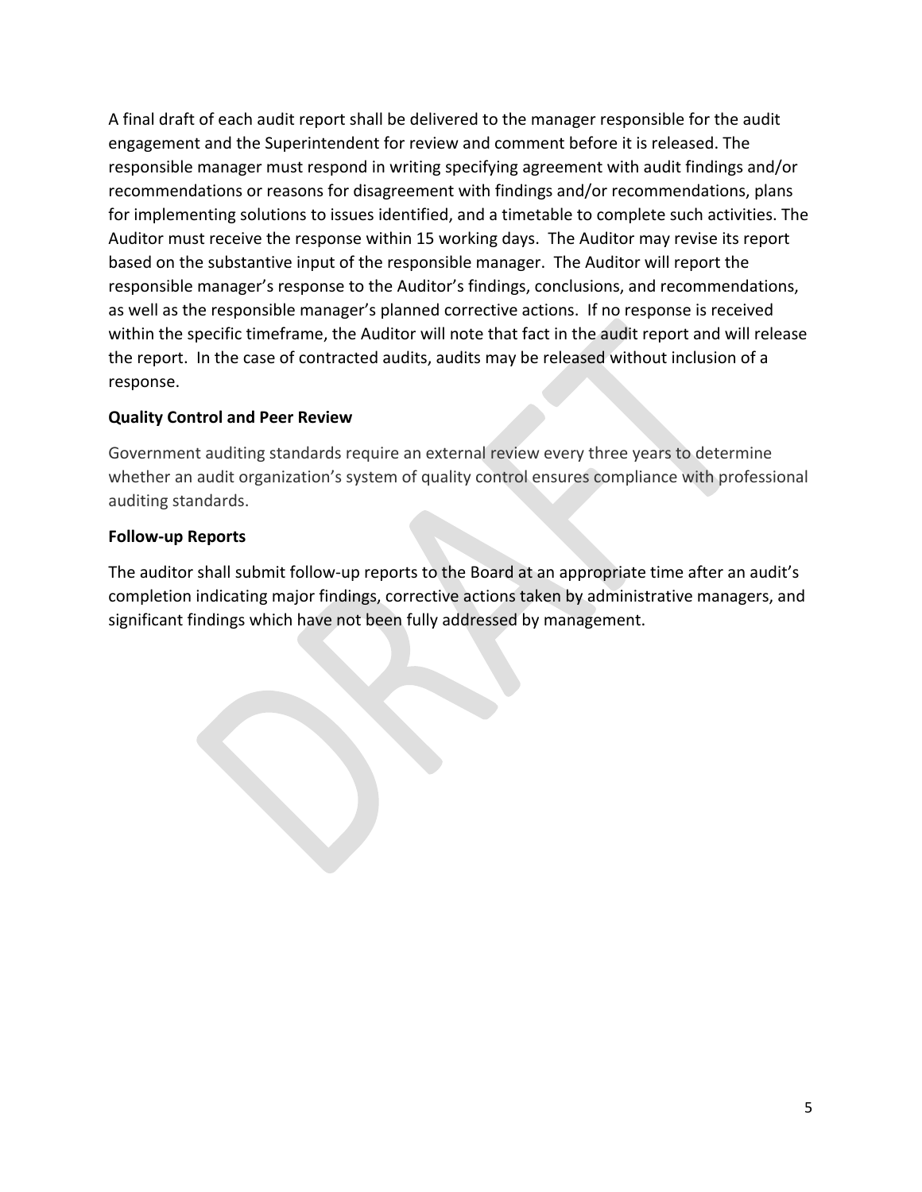A final draft of each audit report shall be delivered to the manager responsible for the audit engagement and the Superintendent for review and comment before it is released. The responsible manager must respond in writing specifying agreement with audit findings and/or recommendations or reasons for disagreement with findings and/or recommendations, plans for implementing solutions to issues identified, and a timetable to complete such activities. The Auditor must receive the response within 15 working days. The Auditor may revise its report based on the substantive input of the responsible manager. The Auditor will report the responsible manager's response to the Auditor's findings, conclusions, and recommendations, as well as the responsible manager's planned corrective actions. If no response is received within the specific timeframe, the Auditor will note that fact in the audit report and will release the report. In the case of contracted audits, audits may be released without inclusion of a response.

**Quality Control and Peer Review**

Government auditing standards require an external review every three years to determine whether an audit organization's system of quality control ensures compliance with professional auditing standards.

**Follow-up Reports**

The auditor shall submit follow-up reports to the Board at an appropriate time after an audit's completion indicating major findings, corrective actions taken by administrative managers, and significant findings which have not been fully addressed by management.